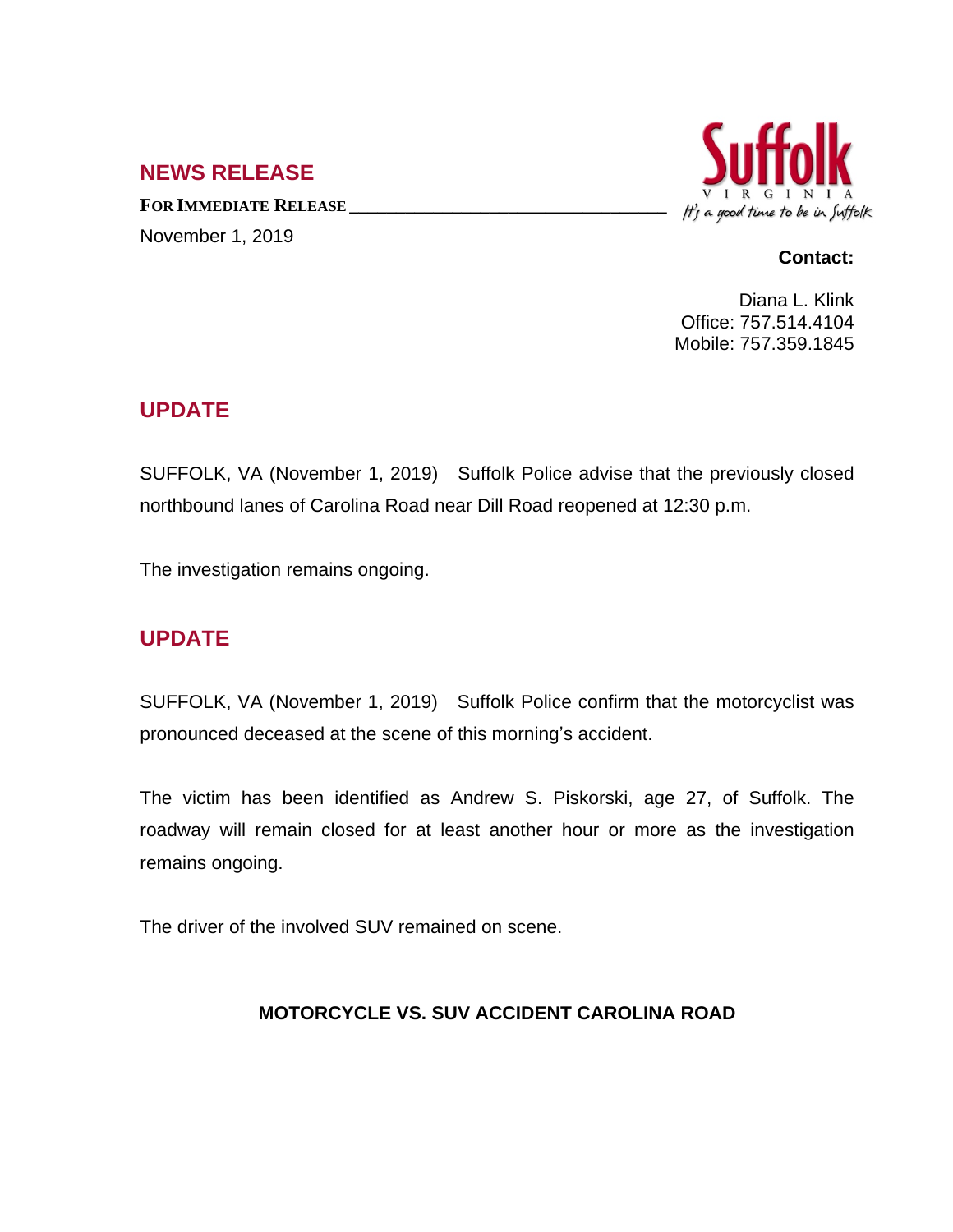## NEWS RELEASE

**FOR IMMEDIATE RELEASE**

November 1, 2019

Suffolk
VIRGINIA
It's a good time to be in Suffolk

**Contact:**

Diana L. Klink
Office: 757.514.4104
Mobile: 757.359.1845

## UPDATE

SUFFOLK, VA (November 1, 2019) Suffolk Police advise that the previously closed northbound lanes of Carolina Road near Dill Road reopened at 12:30 p.m.

The investigation remains ongoing.

## UPDATE

SUFFOLK, VA (November 1, 2019) Suffolk Police confirm that the motorcyclist was pronounced deceased at the scene of this morning's accident.

The victim has been identified as Andrew S. Piskorski, age 27, of Suffolk. The roadway will remain closed for at least another hour or more as the investigation remains ongoing.

The driver of the involved SUV remained on scene.

**MOTORCYCLE VS. SUV ACCIDENT CAROLINA ROAD**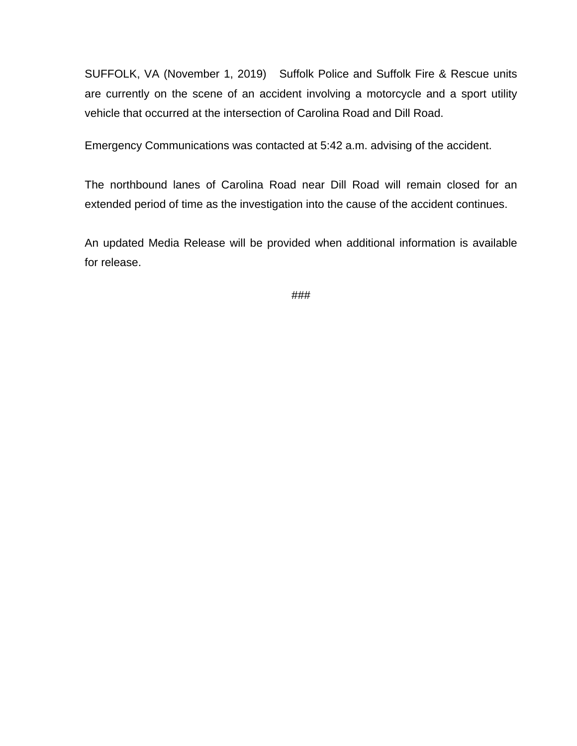SUFFOLK, VA (November 1, 2019) Suffolk Police and Suffolk Fire & Rescue units are currently on the scene of an accident involving a motorcycle and a sport utility vehicle that occurred at the intersection of Carolina Road and Dill Road.

Emergency Communications was contacted at 5:42 a.m. advising of the accident.

The northbound lanes of Carolina Road near Dill Road will remain closed for an extended period of time as the investigation into the cause of the accident continues.

An updated Media Release will be provided when additional information is available for release.

###